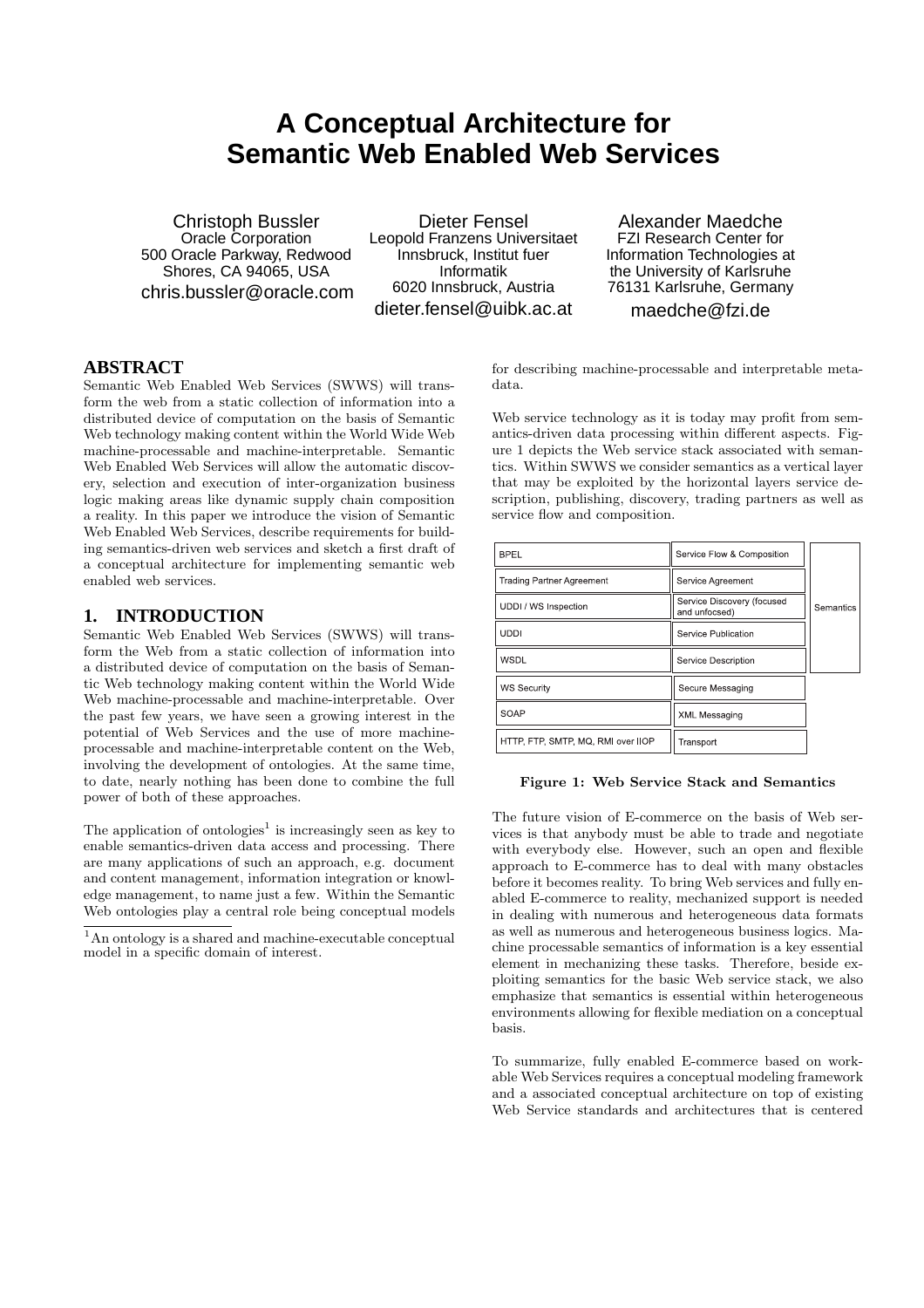# A Conceptual Architecture for Semantic Web Enabled Web Services

Christoph Bussler
Oracle Corporation
500 Oracle Parkway, Redwood Shores, CA 94065, USA
chris.bussler@oracle.com

Dieter Fensel
Leopold Franzens Universitaet Innsbruck, Institut fuer Informatik
6020 Innsbruck, Austria
dieter.fensel@uibk.ac.at

Alexander Maedche
FZI Research Center for Information Technologies at the University of Karlsruhe
76131 Karlsruhe, Germany
maedche@fzi.de

## ABSTRACT

Semantic Web Enabled Web Services (SWWS) will transform the web from a static collection of information into a distributed device of computation on the basis of Semantic Web technology making content within the World Wide Web machine-processable and machine-interpretable. Semantic Web Enabled Web Services will allow the automatic discovery, selection and execution of inter-organization business logic making areas like dynamic supply chain composition a reality. In this paper we introduce the vision of Semantic Web Enabled Web Services, describe requirements for building semantics-driven web services and sketch a first draft of a conceptual architecture for implementing semantic web enabled web services.

## 1. INTRODUCTION

Semantic Web Enabled Web Services (SWWS) will transform the Web from a static collection of information into a distributed device of computation on the basis of Semantic Web technology making content within the World Wide Web machine-processable and machine-interpretable. Over the past few years, we have seen a growing interest in the potential of Web Services and the use of more machine-processable and machine-interpretable content on the Web, involving the development of ontologies. At the same time, to date, nearly nothing has been done to combine the full power of both of these approaches.

The application of ontologies[1] is increasingly seen as key to enable semantics-driven data access and processing. There are many applications of such an approach, e.g. document and content management, information integration or knowledge management, to name just a few. Within the Semantic Web ontologies play a central role being conceptual models for describing machine-processable and interpretable metadata.

[1] An ontology is a shared and machine-executable conceptual model in a specific domain of interest.

Web service technology as it is today may profit from semantics-driven data processing within different aspects. Figure 1 depicts the Web service stack associated with semantics. Within SWWS we consider semantics as a vertical layer that may be exploited by the horizontal layers service description, publishing, discovery, trading partners as well as service flow and composition.

| | | |
|---|---|---|
| BPEL | Service Flow & Composition | Semantics |
| Trading Partner Agreement | Service Agreement | Semantics |
| UDDI / WS Inspection | Service Discovery (focused and unfocsed) | Semantics |
| UDDI | Service Publication | Semantics |
| WSDL | Service Description | Semantics |
| WS Security | Secure Messaging | |
| SOAP | XML Messaging | |
| HTTP, FTP, SMTP, MQ, RMI over IIOP | Transport | |

**Figure 1: Web Service Stack and Semantics**

The future vision of E-commerce on the basis of Web services is that anybody must be able to trade and negotiate with everybody else. However, such an open and flexible approach to E-commerce has to deal with many obstacles before it becomes reality. To bring Web services and fully enabled E-commerce to reality, mechanized support is needed in dealing with numerous and heterogeneous data formats as well as numerous and heterogeneous business logics. Machine processable semantics of information is a key essential element in mechanizing these tasks. Therefore, beside exploiting semantics for the basic Web service stack, we also emphasize that semantics is essential within heterogeneous environments allowing for flexible mediation on a conceptual basis.

To summarize, fully enabled E-commerce based on workable Web Services requires a conceptual modeling framework and a associated conceptual architecture on top of existing Web Service standards and architectures that is centered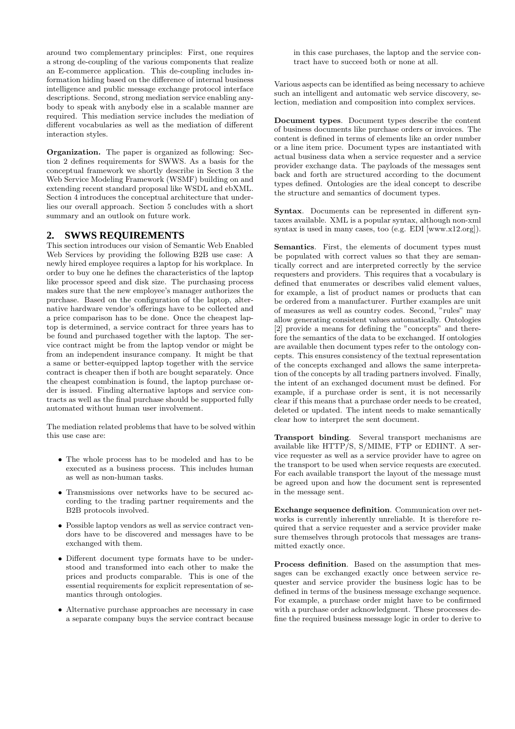around two complementary principles: First, one requires a strong de-coupling of the various components that realize an E-commerce application. This de-coupling includes information hiding based on the difference of internal business intelligence and public message exchange protocol interface descriptions. Second, strong mediation service enabling anybody to speak with anybody else in a scalable manner are required. This mediation service includes the mediation of different vocabularies as well as the mediation of different interaction styles.

**Organization.** The paper is organized as following: Section 2 defines requirements for SWWS. As a basis for the conceptual framework we shortly describe in Section 3 the Web Service Modeling Framework (WSMF) building on and extending recent standard proposal like WSDL and ebXML. Section 4 introduces the conceptual architecture that underlies our overall approach. Section 5 concludes with a short summary and an outlook on future work.

## 2. SWWS REQUIREMENTS

This section introduces our vision of Semantic Web Enabled Web Services by providing the following B2B use case: A newly hired employee requires a laptop for his workplace. In order to buy one he defines the characteristics of the laptop like processor speed and disk size. The purchasing process makes sure that the new employee's manager authorizes the purchase. Based on the configuration of the laptop, alternative hardware vendor's offerings have to be collected and a price comparison has to be done. Once the cheapest laptop is determined, a service contract for three years has to be found and purchased together with the laptop. The service contract might be from the laptop vendor or might be from an independent insurance company. It might be that a same or better-equipped laptop together with the service contract is cheaper then if both are bought separately. Once the cheapest combination is found, the laptop purchase order is issued. Finding alternative laptops and service contracts as well as the final purchase should be supported fully automated without human user involvement.

The mediation related problems that have to be solved within this use case are:

- The whole process has to be modeled and has to be executed as a business process. This includes human as well as non-human tasks.
- Transmissions over networks have to be secured according to the trading partner requirements and the B2B protocols involved.
- Possible laptop vendors as well as service contract vendors have to be discovered and messages have to be exchanged with them.
- Different document type formats have to be understood and transformed into each other to make the prices and products comparable. This is one of the essential requirements for explicit representation of semantics through ontologies.
- Alternative purchase approaches are necessary in case a separate company buys the service contract because in this case purchases, the laptop and the service contract have to succeed both or none at all.

Various aspects can be identified as being necessary to achieve such an intelligent and automatic web service discovery, selection, mediation and composition into complex services.

**Document types**. Document types describe the content of business documents like purchase orders or invoices. The content is defined in terms of elements like an order number or a line item price. Document types are instantiated with actual business data when a service requester and a service provider exchange data. The payloads of the messages sent back and forth are structured according to the document types defined. Ontologies are the ideal concept to describe the structure and semantics of document types.

**Syntax**. Documents can be represented in different syntaxes available. XML is a popular syntax, although non-xml syntax is used in many cases, too (e.g. EDI [www.x12.org]).

**Semantics**. First, the elements of document types must be populated with correct values so that they are semantically correct and are interpreted correctly by the service requesters and providers. This requires that a vocabulary is defined that enumerates or describes valid element values, for example, a list of product names or products that can be ordered from a manufacturer. Further examples are unit of measures as well as country codes. Second, "rules" may allow generating consistent values automatically. Ontologies [2] provide a means for defining the "concepts" and therefore the semantics of the data to be exchanged. If ontologies are available then document types refer to the ontology concepts. This ensures consistency of the textual representation of the concepts exchanged and allows the same interpretation of the concepts by all trading partners involved. Finally, the intent of an exchanged document must be defined. For example, if a purchase order is sent, it is not necessarily clear if this means that a purchase order needs to be created, deleted or updated. The intent needs to make semantically clear how to interpret the sent document.

**Transport binding**. Several transport mechanisms are available like HTTP/S, S/MIME, FTP or EDIINT. A service requester as well as a service provider have to agree on the transport to be used when service requests are executed. For each available transport the layout of the message must be agreed upon and how the document sent is represented in the message sent.

**Exchange sequence definition**. Communication over networks is currently inherently unreliable. It is therefore required that a service requester and a service provider make sure themselves through protocols that messages are transmitted exactly once.

**Process definition**. Based on the assumption that messages can be exchanged exactly once between service requester and service provider the business logic has to be defined in terms of the business message exchange sequence. For example, a purchase order might have to be confirmed with a purchase order acknowledgment. These processes define the required business message logic in order to derive to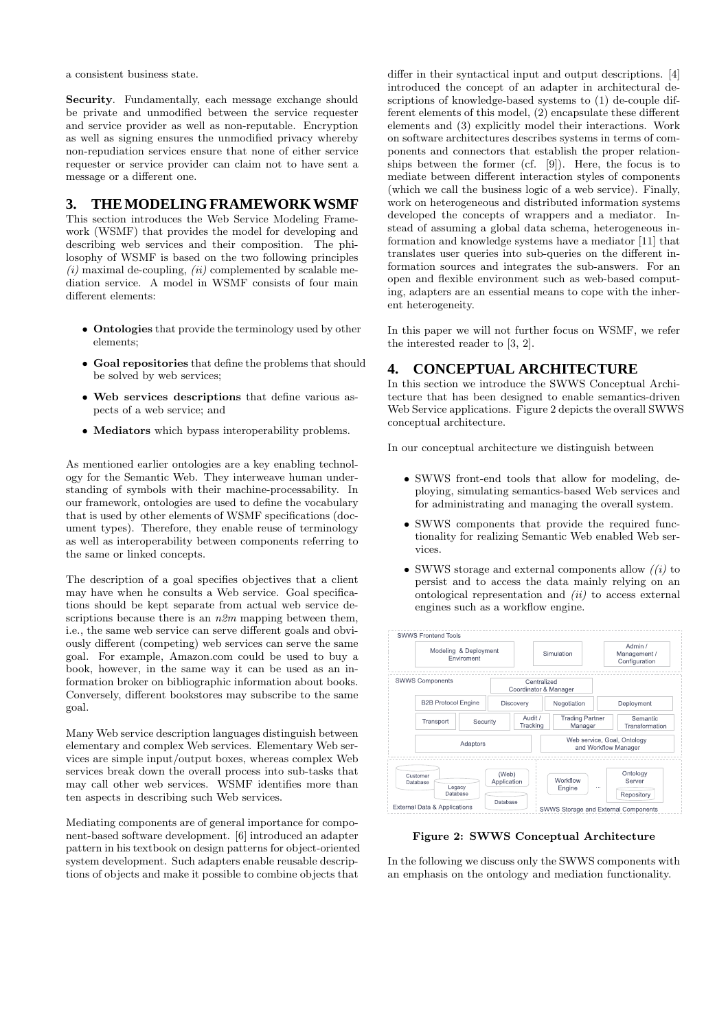a consistent business state.

**Security**. Fundamentally, each message exchange should be private and unmodified between the service requester and service provider as well as non-reputable. Encryption as well as signing ensures the unmodified privacy whereby non-repudiation services ensure that none of either service requester or service provider can claim not to have sent a message or a different one.

## 3. THE MODELING FRAMEWORK WSMF

This section introduces the Web Service Modeling Framework (WSMF) that provides the model for developing and describing web services and their composition. The philosophy of WSMF is based on the two following principles *(i)* maximal de-coupling, *(ii)* complemented by scalable mediation service. A model in WSMF consists of four main different elements:

- **Ontologies** that provide the terminology used by other elements;
- **Goal repositories** that define the problems that should be solved by web services;
- **Web services descriptions** that define various aspects of a web service; and
- **Mediators** which bypass interoperability problems.

As mentioned earlier ontologies are a key enabling technology for the Semantic Web. They interweave human understanding of symbols with their machine-processability. In our framework, ontologies are used to define the vocabulary that is used by other elements of WSMF specifications (document types). Therefore, they enable reuse of terminology as well as interoperability between components referring to the same or linked concepts.

The description of a goal specifies objectives that a client may have when he consults a Web service. Goal specifications should be kept separate from actual web service descriptions because there is an *n2m* mapping between them, i.e., the same web service can serve different goals and obviously different (competing) web services can serve the same goal. For example, Amazon.com could be used to buy a book, however, in the same way it can be used as an information broker on bibliographic information about books. Conversely, different bookstores may subscribe to the same goal.

Many Web service description languages distinguish between elementary and complex Web services. Elementary Web services are simple input/output boxes, whereas complex Web services break down the overall process into sub-tasks that may call other web services. WSMF identifies more than ten aspects in describing such Web services.

Mediating components are of general importance for component-based software development. [6] introduced an adapter pattern in his textbook on design patterns for object-oriented system development. Such adapters enable reusable descriptions of objects and make it possible to combine objects that differ in their syntactical input and output descriptions. [4] introduced the concept of an adapter in architectural descriptions of knowledge-based systems to (1) de-couple different elements of this model, (2) encapsulate these different elements and (3) explicitly model their interactions. Work on software architectures describes systems in terms of components and connectors that establish the proper relationships between the former (cf. [9]). Here, the focus is to mediate between different interaction styles of components (which we call the business logic of a web service). Finally, work on heterogeneous and distributed information systems developed the concepts of wrappers and a mediator. Instead of assuming a global data schema, heterogeneous information and knowledge systems have a mediator [11] that translates user queries into sub-queries on the different information sources and integrates the sub-answers. For an open and flexible environment such as web-based computing, adapters are an essential means to cope with the inherent heterogeneity.

In this paper we will not further focus on WSMF, we refer the interested reader to [3, 2].

## 4. CONCEPTUAL ARCHITECTURE

In this section we introduce the SWWS Conceptual Architecture that has been designed to enable semantics-driven Web Service applications. Figure 2 depicts the overall SWWS conceptual architecture.

In our conceptual architecture we distinguish between

- SWWS front-end tools that allow for modeling, deploying, simulating semantics-based Web services and for administrating and managing the overall system.
- SWWS components that provide the required functionality for realizing Semantic Web enabled Web services.
- SWWS storage and external components allow *((i)* to persist and to access the data mainly relying on an ontological representation and *(ii)* to access external engines such as a workflow engine.

**Figure 2: SWWS Conceptual Architecture**

In the following we discuss only the SWWS components with an emphasis on the ontology and mediation functionality.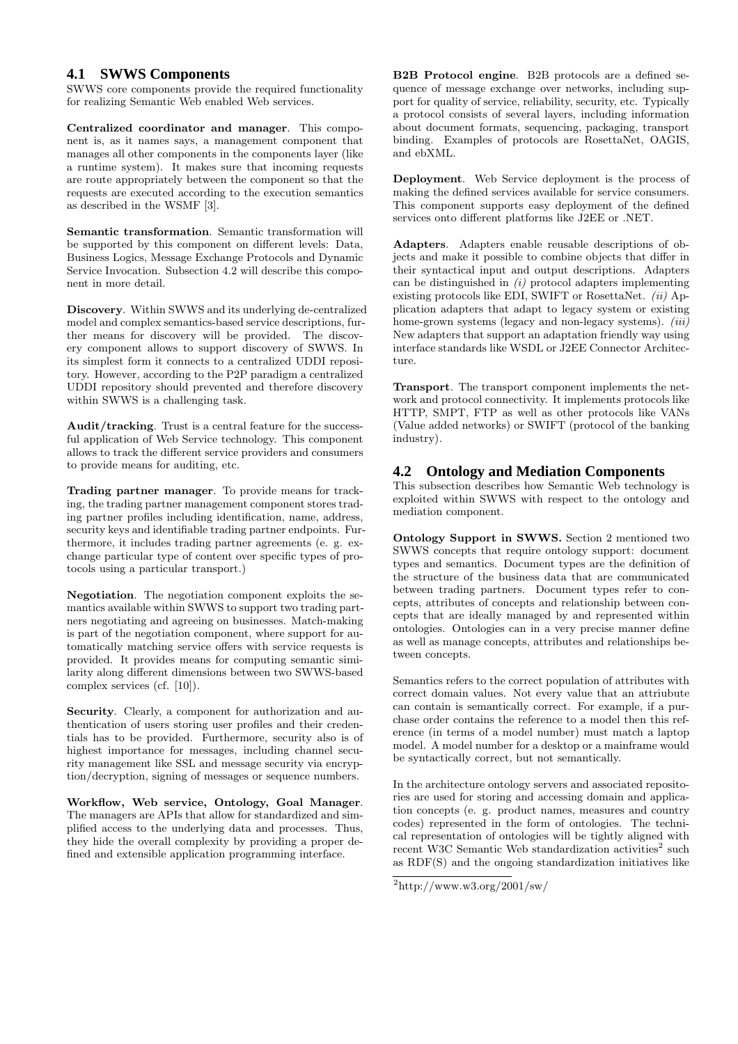## 4.1 SWWS Components

SWWS core components provide the required functionality for realizing Semantic Web enabled Web services.

**Centralized coordinator and manager**. This component is, as it names says, a management component that manages all other components in the components layer (like a runtime system). It makes sure that incoming requests are route appropriately between the component so that the requests are executed according to the execution semantics as described in the WSMF [3].

**Semantic transformation**. Semantic transformation will be supported by this component on different levels: Data, Business Logics, Message Exchange Protocols and Dynamic Service Invocation. Subsection 4.2 will describe this component in more detail.

**Discovery**. Within SWWS and its underlying de-centralized model and complex semantics-based service descriptions, further means for discovery will be provided. The discovery component allows to support discovery of SWWS. In its simplest form it connects to a centralized UDDI repository. However, according to the P2P paradigm a centralized UDDI repository should prevented and therefore discovery within SWWS is a challenging task.

**Audit/tracking**. Trust is a central feature for the successful application of Web Service technology. This component allows to track the different service providers and consumers to provide means for auditing, etc.

**Trading partner manager**. To provide means for tracking, the trading partner management component stores trading partner profiles including identification, name, address, security keys and identifiable trading partner endpoints. Furthermore, it includes trading partner agreements (e. g. exchange particular type of content over specific types of protocols using a particular transport.)

**Negotiation**. The negotiation component exploits the semantics available within SWWS to support two trading partners negotiating and agreeing on businesses. Match-making is part of the negotiation component, where support for automatically matching service offers with service requests is provided. It provides means for computing semantic similarity along different dimensions between two SWWS-based complex services (cf. [10]).

**Security**. Clearly, a component for authorization and authentication of users storing user profiles and their credentials has to be provided. Furthermore, security also is of highest importance for messages, including channel security management like SSL and message security via encryption/decryption, signing of messages or sequence numbers.

**Workflow, Web service, Ontology, Goal Manager**. The managers are APIs that allow for standardized and simplified access to the underlying data and processes. Thus, they hide the overall complexity by providing a proper defined and extensible application programming interface.

**B2B Protocol engine**. B2B protocols are a defined sequence of message exchange over networks, including support for quality of service, reliability, security, etc. Typically a protocol consists of several layers, including information about document formats, sequencing, packaging, transport binding. Examples of protocols are RosettaNet, OAGIS, and ebXML.

**Deployment**. Web Service deployment is the process of making the defined services available for service consumers. This component supports easy deployment of the defined services onto different platforms like J2EE or .NET.

**Adapters**. Adapters enable reusable descriptions of objects and make it possible to combine objects that differ in their syntactical input and output descriptions. Adapters can be distinguished in *(i)* protocol adapters implementing existing protocols like EDI, SWIFT or RosettaNet. *(ii)* Application adapters that adapt to legacy system or existing home-grown systems (legacy and non-legacy systems). *(iii)* New adapters that support an adaptation friendly way using interface standards like WSDL or J2EE Connector Architecture.

**Transport**. The transport component implements the network and protocol connectivity. It implements protocols like HTTP, SMPT, FTP as well as other protocols like VANs (Value added networks) or SWIFT (protocol of the banking industry).

## 4.2 Ontology and Mediation Components

This subsection describes how Semantic Web technology is exploited within SWWS with respect to the ontology and mediation component.

**Ontology Support in SWWS.** Section 2 mentioned two SWWS concepts that require ontology support: document types and semantics. Document types are the definition of the structure of the business data that are communicated between trading partners. Document types refer to concepts, attributes of concepts and relationship between concepts that are ideally managed by and represented within ontologies. Ontologies can in a very precise manner define as well as manage concepts, attributes and relationships between concepts.

Semantics refers to the correct population of attributes with correct domain values. Not every value that an attriubute can contain is semantically correct. For example, if a purchase order contains the reference to a model then this reference (in terms of a model number) must match a laptop model. A model number for a desktop or a mainframe would be syntactically correct, but not semantically.

In the architecture ontology servers and associated repositories are used for storing and accessing domain and application concepts (e. g. product names, measures and country codes) represented in the form of ontologies. The technical representation of ontologies will be tightly aligned with recent W3C Semantic Web standardization activities[2] such as RDF(S) and the ongoing standardization initiatives like

[2]http://www.w3.org/2001/sw/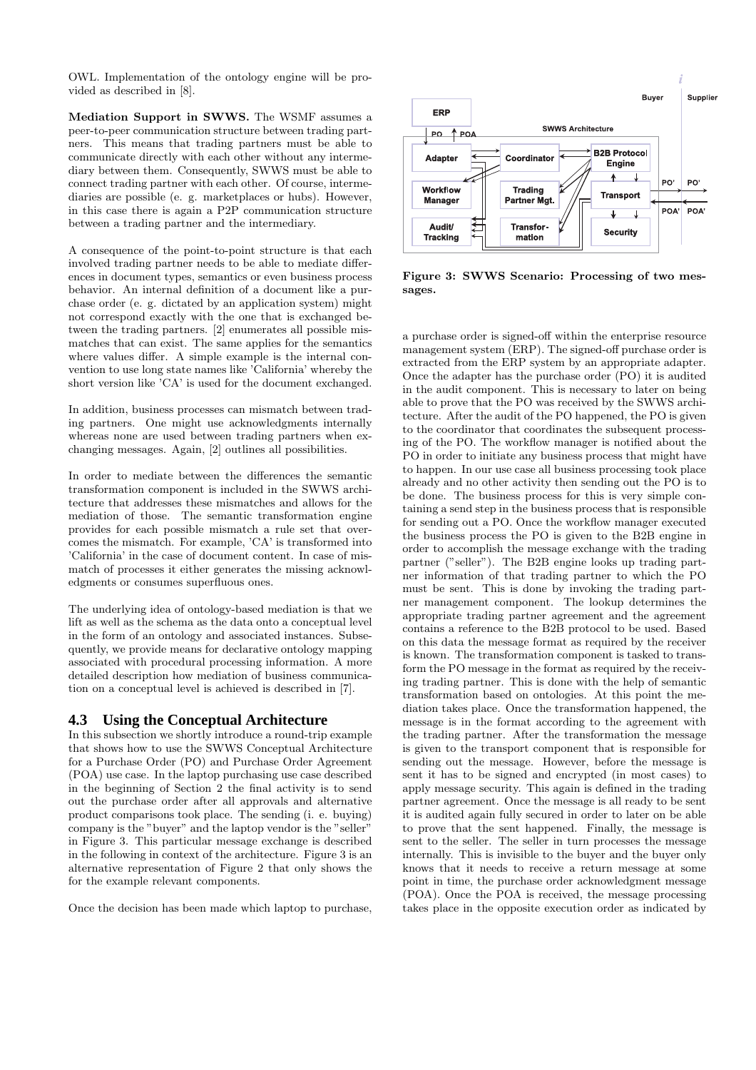OWL. Implementation of the ontology engine will be provided as described in [8].

**Mediation Support in SWWS.** The WSMF assumes a peer-to-peer communication structure between trading partners. This means that trading partners must be able to communicate directly with each other without any intermediary between them. Consequently, SWWS must be able to connect trading partner with each other. Of course, intermediaries are possible (e. g. marketplaces or hubs). However, in this case there is again a P2P communication structure between a trading partner and the intermediary.

A consequence of the point-to-point structure is that each involved trading partner needs to be able to mediate differences in document types, semantics or even business process behavior. An internal definition of a document like a purchase order (e. g. dictated by an application system) might not correspond exactly with the one that is exchanged between the trading partners. [2] enumerates all possible mismatches that can exist. The same applies for the semantics where values differ. A simple example is the internal convention to use long state names like 'California' whereby the short version like 'CA' is used for the document exchanged.

In addition, business processes can mismatch between trading partners. One might use acknowledgments internally whereas none are used between trading partners when exchanging messages. Again, [2] outlines all possibilities.

In order to mediate between the differences the semantic transformation component is included in the SWWS architecture that addresses these mismatches and allows for the mediation of those. The semantic transformation engine provides for each possible mismatch a rule set that overcomes the mismatch. For example, 'CA' is transformed into 'California' in the case of document content. In case of mismatch of processes it either generates the missing acknowledgments or consumes superfluous ones.

The underlying idea of ontology-based mediation is that we lift as well as the schema as the data onto a conceptual level in the form of an ontology and associated instances. Subsequently, we provide means for declarative ontology mapping associated with procedural processing information. A more detailed description how mediation of business communication on a conceptual level is achieved is described in [7].

## 4.3 Using the Conceptual Architecture

In this subsection we shortly introduce a round-trip example that shows how to use the SWWS Conceptual Architecture for a Purchase Order (PO) and Purchase Order Agreement (POA) use case. In the laptop purchasing use case described in the beginning of Section 2 the final activity is to send out the purchase order after all approvals and alternative product comparisons took place. The sending (i. e. buying) company is the "buyer" and the laptop vendor is the "seller" in Figure 3. This particular message exchange is described in the following in context of the architecture. Figure 3 is an alternative representation of Figure 2 that only shows the for the example relevant components.

Once the decision has been made which laptop to purchase, a purchase order is signed-off within the enterprise resource management system (ERP). The signed-off purchase order is extracted from the ERP system by an appropriate adapter. Once the adapter has the purchase order (PO) it is audited in the audit component. This is necessary to later on being able to prove that the PO was received by the SWWS architecture. After the audit of the PO happened, the PO is given to the coordinator that coordinates the subsequent processing of the PO. The workflow manager is notified about the PO in order to initiate any business process that might have to happen. In our use case all business processing took place already and no other activity then sending out the PO is to be done. The business process for this is very simple containing a send step in the business process that is responsible for sending out a PO. Once the workflow manager executed the business process the PO is given to the B2B engine in order to accomplish the message exchange with the trading partner ("seller"). The B2B engine looks up trading partner information of that trading partner to which the PO must be sent. This is done by invoking the trading partner management component. The lookup determines the appropriate trading partner agreement and the agreement contains a reference to the B2B protocol to be used. Based on this data the message format as required by the receiver is known. The transformation component is tasked to transform the PO message in the format as required by the receiving trading partner. This is done with the help of semantic transformation based on ontologies. At this point the mediation takes place. Once the transformation happened, the message is in the format according to the agreement with the trading partner. After the transformation the message is given to the transport component that is responsible for sending out the message. However, before the message is sent it has to be signed and encrypted (in most cases) to apply message security. This again is defined in the trading partner agreement. Once the message is all ready to be sent it is audited again fully secured in order to later on be able to prove that the sent happened. Finally, the message is sent to the seller. The seller in turn processes the message internally. This is invisible to the buyer and the buyer only knows that it needs to receive a return message at some point in time, the purchase order acknowledgment message (POA). Once the POA is received, the message processing takes place in the opposite execution order as indicated by

**Figure 3: SWWS Scenario: Processing of two messages.**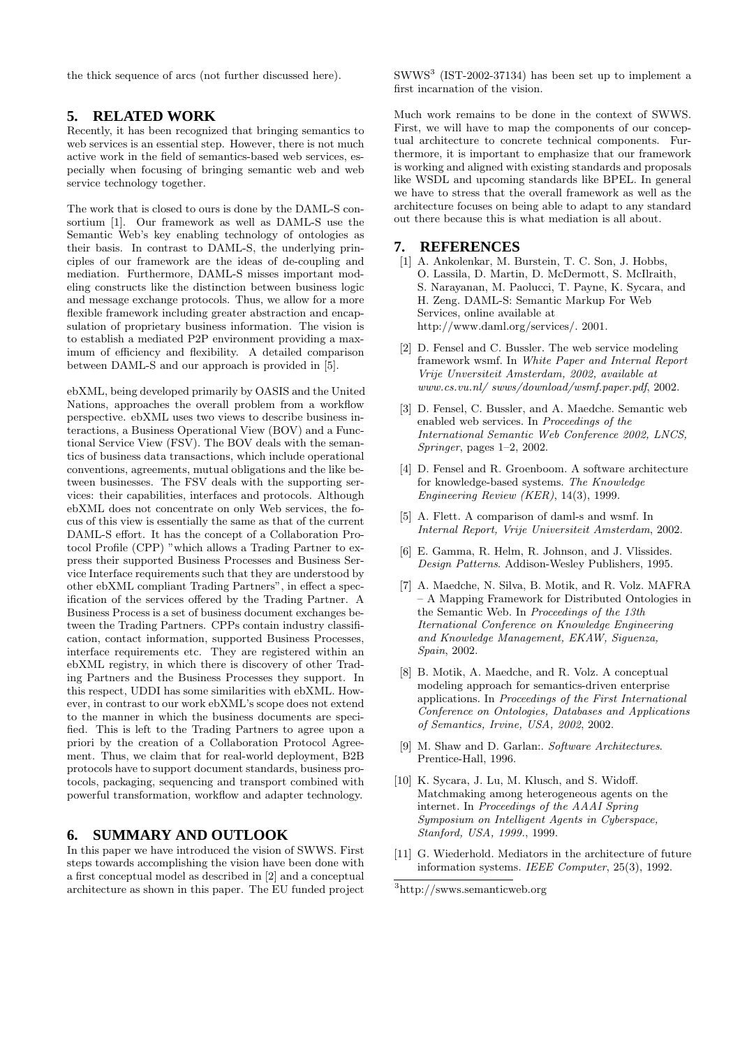the thick sequence of arcs (not further discussed here).

## 5. RELATED WORK

Recently, it has been recognized that bringing semantics to web services is an essential step. However, there is not much active work in the field of semantics-based web services, especially when focusing of bringing semantic web and web service technology together.

The work that is closed to ours is done by the DAML-S consortium [1]. Our framework as well as DAML-S use the Semantic Web's key enabling technology of ontologies as their basis. In contrast to DAML-S, the underlying principles of our framework are the ideas of de-coupling and mediation. Furthermore, DAML-S misses important modeling constructs like the distinction between business logic and message exchange protocols. Thus, we allow for a more flexible framework including greater abstraction and encapsulation of proprietary business information. The vision is to establish a mediated P2P environment providing a maximum of efficiency and flexibility. A detailed comparison between DAML-S and our approach is provided in [5].

ebXML, being developed primarily by OASIS and the United Nations, approaches the overall problem from a workflow perspective. ebXML uses two views to describe business interactions, a Business Operational View (BOV) and a Functional Service View (FSV). The BOV deals with the semantics of business data transactions, which include operational conventions, agreements, mutual obligations and the like between businesses. The FSV deals with the supporting services: their capabilities, interfaces and protocols. Although ebXML does not concentrate on only Web services, the focus of this view is essentially the same as that of the current DAML-S effort. It has the concept of a Collaboration Protocol Profile (CPP) "which allows a Trading Partner to express their supported Business Processes and Business Service Interface requirements such that they are understood by other ebXML compliant Trading Partners", in effect a specification of the services offered by the Trading Partner. A Business Process is a set of business document exchanges between the Trading Partners. CPPs contain industry classification, contact information, supported Business Processes, interface requirements etc. They are registered within an ebXML registry, in which there is discovery of other Trading Partners and the Business Processes they support. In this respect, UDDI has some similarities with ebXML. However, in contrast to our work ebXML's scope does not extend to the manner in which the business documents are specified. This is left to the Trading Partners to agree upon a priori by the creation of a Collaboration Protocol Agreement. Thus, we claim that for real-world deployment, B2B protocols have to support document standards, business protocols, packaging, sequencing and transport combined with powerful transformation, workflow and adapter technology.

## 6. SUMMARY AND OUTLOOK

In this paper we have introduced the vision of SWWS. First steps towards accomplishing the vision have been done with a first conceptual model as described in [2] and a conceptual architecture as shown in this paper. The EU funded project SWWS[3] (IST-2002-37134) has been set up to implement a first incarnation of the vision.

Much work remains to be done in the context of SWWS. First, we will have to map the components of our conceptual architecture to concrete technical components. Furthermore, it is important to emphasize that our framework is working and aligned with existing standards and proposals like WSDL and upcoming standards like BPEL. In general we have to stress that the overall framework as well as the architecture focuses on being able to adapt to any standard out there because this is what mediation is all about.

## 7. REFERENCES

[1] A. Ankolenkar, M. Burstein, T. C. Son, J. Hobbs, O. Lassila, D. Martin, D. McDermott, S. McIlraith, S. Narayanan, M. Paolucci, T. Payne, K. Sycara, and H. Zeng. DAML-S: Semantic Markup For Web Services, online available at http://www.daml.org/services/. 2001.

[2] D. Fensel and C. Bussler. The web service modeling framework wsmf. In *White Paper and Internal Report Vrije Unversiteit Amsterdam, 2002, available at www.cs.vu.nl/ swws/download/wsmf.paper.pdf*, 2002.

[3] D. Fensel, C. Bussler, and A. Maedche. Semantic web enabled web services. In *Proceedings of the International Semantic Web Conference 2002, LNCS, Springer*, pages 1–2, 2002.

[4] D. Fensel and R. Groenboom. A software architecture for knowledge-based systems. *The Knowledge Engineering Review (KER)*, 14(3), 1999.

[5] A. Flett. A comparison of daml-s and wsmf. In *Internal Report, Vrije Universiteit Amsterdam*, 2002.

[6] E. Gamma, R. Helm, R. Johnson, and J. Vlissides. *Design Patterns*. Addison-Wesley Publishers, 1995.

[7] A. Maedche, N. Silva, B. Motik, and R. Volz. MAFRA – A Mapping Framework for Distributed Ontologies in the Semantic Web. In *Proceedings of the 13th Iternational Conference on Knowledge Engineering and Knowledge Management, EKAW, Siguenza, Spain*, 2002.

[8] B. Motik, A. Maedche, and R. Volz. A conceptual modeling approach for semantics-driven enterprise applications. In *Proceedings of the First International Conference on Ontologies, Databases and Applications of Semantics, Irvine, USA, 2002*, 2002.

[9] M. Shaw and D. Garlan:. *Software Architectures*. Prentice-Hall, 1996.

[10] K. Sycara, J. Lu, M. Klusch, and S. Widoff. Matchmaking among heterogeneous agents on the internet. In *Proceedings of the AAAI Spring Symposium on Intelligent Agents in Cyberspace, Stanford, USA, 1999.*, 1999.

[11] G. Wiederhold. Mediators in the architecture of future information systems. *IEEE Computer*, 25(3), 1992.

[3] http://swws.semanticweb.org